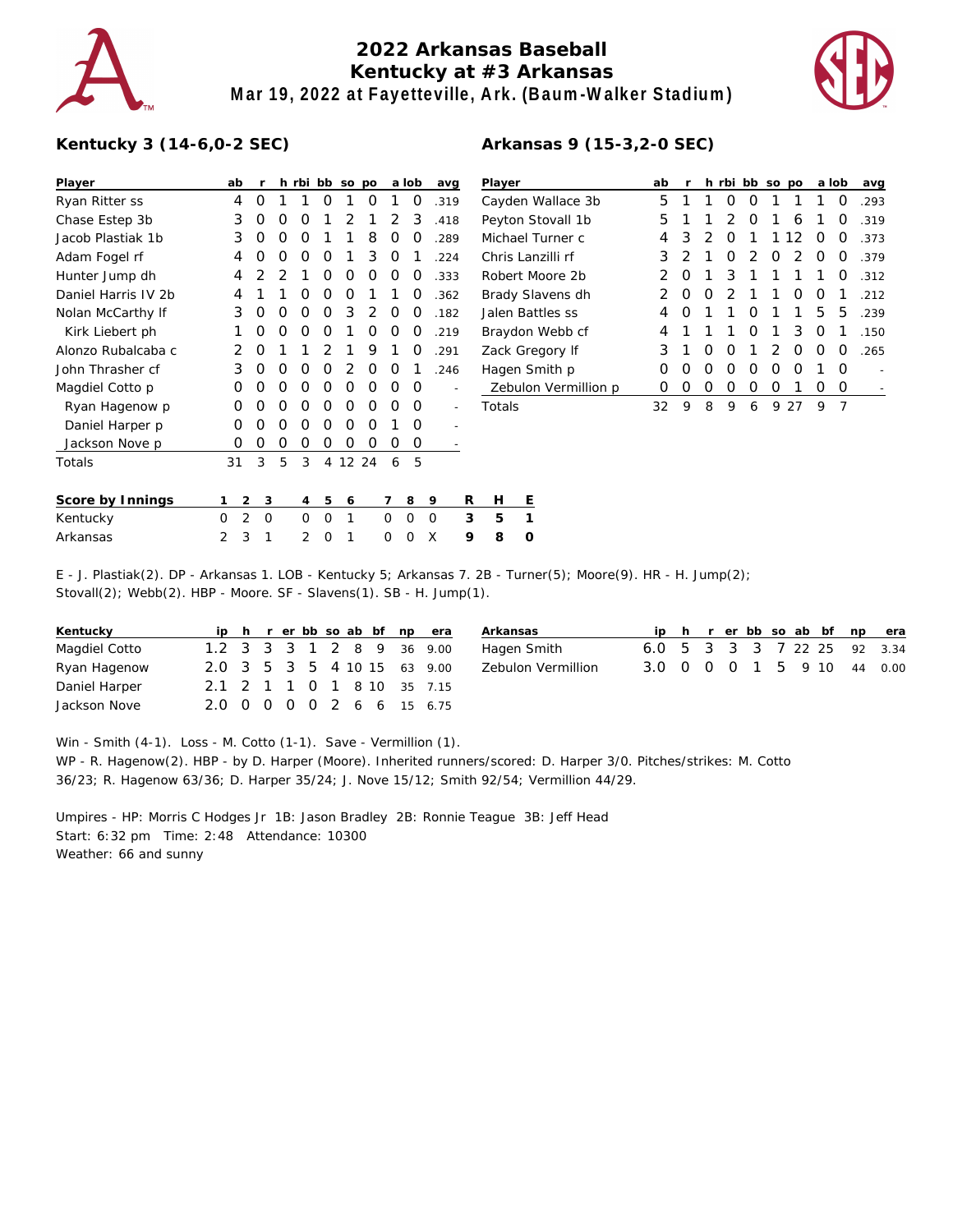# 2022 Arkansas Baseball
## Kentucky at #3 Arkansas
### Mar 19, 2022 at Fayetteville, Ark. (Baum-Walker Stadium)

**Kentucky 3 (14-6,0-2 SEC)**

| Player | ab | r | h | rbi | bb | so | po | a | lob | avg |
|---|---|---|---|---|---|---|---|---|---|---|
| Ryan Ritter ss | 4 | 0 | 1 | 1 | 0 | 1 | 0 | 1 | 0 | .319 |
| Chase Estep 3b | 3 | 0 | 0 | 0 | 1 | 2 | 1 | 2 | 3 | .418 |
| Jacob Plastiak 1b | 3 | 0 | 0 | 0 | 1 | 1 | 8 | 0 | 0 | .289 |
| Adam Fogel rf | 4 | 0 | 0 | 0 | 0 | 1 | 3 | 0 | 1 | .224 |
| Hunter Jump dh | 4 | 2 | 2 | 1 | 0 | 0 | 0 | 0 | 0 | .333 |
| Daniel Harris IV 2b | 4 | 1 | 1 | 0 | 0 | 0 | 1 | 1 | 0 | .362 |
| Nolan McCarthy lf | 3 | 0 | 0 | 0 | 0 | 3 | 2 | 0 | 0 | .182 |
| Kirk Liebert ph | 1 | 0 | 0 | 0 | 0 | 1 | 0 | 0 | 0 | .219 |
| Alonzo Rubalcaba c | 2 | 0 | 1 | 1 | 2 | 1 | 9 | 1 | 0 | .291 |
| John Thrasher cf | 3 | 0 | 0 | 0 | 0 | 2 | 0 | 0 | 1 | .246 |
| Magdiel Cotto p | 0 | 0 | 0 | 0 | 0 | 0 | 0 | 0 | 0 | - |
| Ryan Hagenow p | 0 | 0 | 0 | 0 | 0 | 0 | 0 | 0 | 0 | - |
| Daniel Harper p | 0 | 0 | 0 | 0 | 0 | 0 | 0 | 1 | 0 | - |
| Jackson Nove p | 0 | 0 | 0 | 0 | 0 | 0 | 0 | 0 | 0 | - |
| Totals | 31 | 3 | 5 | 3 | 4 | 12 | 24 | 6 | 5 | |

**Arkansas 9 (15-3,2-0 SEC)**

| Player | ab | r | h | rbi | bb | so | po | a | lob | avg |
|---|---|---|---|---|---|---|---|---|---|---|
| Cayden Wallace 3b | 5 | 1 | 1 | 0 | 0 | 1 | 1 | 1 | 0 | .293 |
| Peyton Stovall 1b | 5 | 1 | 1 | 2 | 0 | 1 | 6 | 1 | 0 | .319 |
| Michael Turner c | 4 | 3 | 2 | 0 | 1 | 1 | 12 | 0 | 0 | .373 |
| Chris Lanzilli rf | 3 | 2 | 1 | 0 | 2 | 0 | 2 | 0 | 0 | .379 |
| Robert Moore 2b | 2 | 0 | 1 | 3 | 1 | 1 | 1 | 1 | 0 | .312 |
| Brady Slavens dh | 2 | 0 | 0 | 2 | 1 | 1 | 0 | 0 | 1 | .212 |
| Jalen Battles ss | 4 | 0 | 1 | 1 | 0 | 1 | 1 | 5 | 5 | .239 |
| Braydon Webb cf | 4 | 1 | 1 | 1 | 0 | 1 | 3 | 0 | 1 | .150 |
| Zack Gregory lf | 3 | 1 | 0 | 0 | 1 | 2 | 0 | 0 | 0 | .265 |
| Hagen Smith p | 0 | 0 | 0 | 0 | 0 | 0 | 0 | 1 | 0 | - |
| Zebulon Vermillion p | 0 | 0 | 0 | 0 | 0 | 0 | 1 | 0 | 0 | - |
| Totals | 32 | 9 | 8 | 9 | 6 | 9 | 27 | 9 | 7 | |

| Score by Innings | 1 | 2 | 3 | 4 | 5 | 6 | 7 | 8 | 9 | R | H | E |
|---|---|---|---|---|---|---|---|---|---|---|---|---|
| Kentucky | 0 | 2 | 0 | 0 | 0 | 1 | 0 | 0 | 0 | 3 | 5 | 1 |
| Arkansas | 2 | 3 | 1 | 2 | 0 | 1 | 0 | 0 | X | 9 | 8 | 0 |

E - J. Plastiak(2). DP - Arkansas 1. LOB - Kentucky 5; Arkansas 7. 2B - Turner(5); Moore(9). HR - H. Jump(2); Stovall(2); Webb(2). HBP - Moore. SF - Slavens(1). SB - H. Jump(1).

| Kentucky | ip | h | r | er | bb | so | ab | bf | np | era |
|---|---|---|---|---|---|---|---|---|---|---|
| Magdiel Cotto | 1.2 | 3 | 3 | 3 | 1 | 2 | 8 | 9 | 36 | 9.00 |
| Ryan Hagenow | 2.0 | 3 | 5 | 3 | 5 | 4 | 10 | 15 | 63 | 9.00 |
| Daniel Harper | 2.1 | 2 | 1 | 1 | 0 | 1 | 8 | 10 | 35 | 7.15 |
| Jackson Nove | 2.0 | 0 | 0 | 0 | 0 | 2 | 6 | 6 | 15 | 6.75 |

| Arkansas | ip | h | r | er | bb | so | ab | bf | np | era |
|---|---|---|---|---|---|---|---|---|---|---|
| Hagen Smith | 6.0 | 5 | 3 | 3 | 3 | 7 | 22 | 25 | 92 | 3.34 |
| Zebulon Vermillion | 3.0 | 0 | 0 | 0 | 1 | 5 | 9 | 10 | 44 | 0.00 |

Win - Smith (4-1). Loss - M. Cotto (1-1). Save - Vermillion (1).
WP - R. Hagenow(2). HBP - by D. Harper (Moore). Inherited runners/scored: D. Harper 3/0. Pitches/strikes: M. Cotto 36/23; R. Hagenow 63/36; D. Harper 35/24; J. Nove 15/12; Smith 92/54; Vermillion 44/29.

Umpires - HP: Morris C Hodges Jr 1B: Jason Bradley 2B: Ronnie Teague 3B: Jeff Head
Start: 6:32 pm Time: 2:48 Attendance: 10300
Weather: 66 and sunny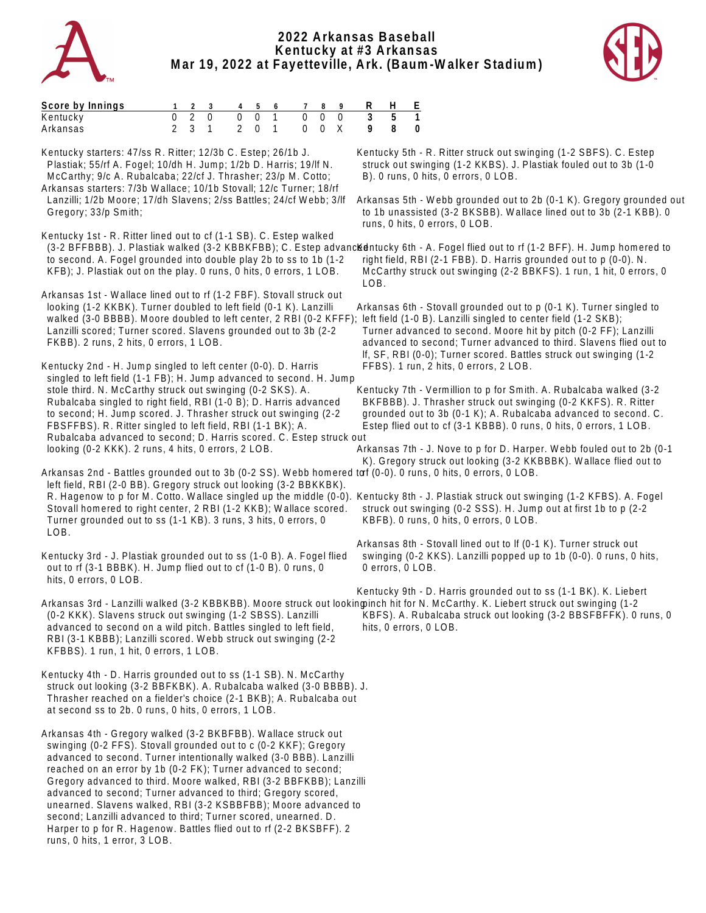# 2022 Arkansas Baseball
## Kentucky at #3 Arkansas
## Mar 19, 2022 at Fayetteville, Ark. (Baum-Walker Stadium)

| Score by Innings | 1 | 2 | 3 | 4 | 5 | 6 | 7 | 8 | 9 | R | H | E |
|---|---|---|---|---|---|---|---|---|---|---|---|---|
| Kentucky | 0 | 2 | 0 | 0 | 0 | 1 | 0 | 0 | 0 | 3 | 5 | 1 |
| Arkansas | 2 | 3 | 1 | 2 | 0 | 1 | 0 | 0 | X | 9 | 8 | 0 |

Kentucky starters: 47/ss R. Ritter; 12/3b C. Estep; 26/1b J. Plastiak; 55/rf A. Fogel; 10/dh H. Jump; 1/2b D. Harris; 19/lf N. McCarthy; 9/c A. Rubalcaba; 22/cf J. Thrasher; 23/p M. Cotto;

Arkansas starters: 7/3b Wallace; 10/1b Stovall; 12/c Turner; 18/rf Lanzilli; 1/2b Moore; 17/dh Slavens; 2/ss Battles; 24/cf Webb; 3/lf Gregory; 33/p Smith;

Kentucky 1st - R. Ritter lined out to cf (1-1 SB). C. Estep walked (3-2 BFFBBB). J. Plastiak walked (3-2 KBBKFBB); C. Estep advanced to second. A. Fogel grounded into double play 2b to ss to 1b (1-2 KFB); J. Plastiak out on the play. 0 runs, 0 hits, 0 errors, 1 LOB.

Arkansas 1st - Wallace lined out to rf (1-2 FBF). Stovall struck out looking (1-2 KKBK). Turner doubled to left field (0-1 K). Lanzilli walked (3-0 BBBB). Moore doubled to left center, 2 RBI (0-2 KFFF); Lanzilli scored; Turner scored. Slavens grounded out to 3b (2-2 FKBB). 2 runs, 2 hits, 0 errors, 1 LOB.

Kentucky 2nd - H. Jump singled to left center (0-0). D. Harris singled to left field (1-1 FB); H. Jump advanced to second. H. Jump stole third. N. McCarthy struck out swinging (0-2 SKS). A. Rubalcaba singled to right field, RBI (1-0 B); D. Harris advanced to second; H. Jump scored. J. Thrasher struck out swinging (2-2 FBSFFBS). R. Ritter singled to left field, RBI (1-1 BK); A. Rubalcaba advanced to second; D. Harris scored. C. Estep struck out looking (0-2 KKK). 2 runs, 4 hits, 0 errors, 2 LOB.

Arkansas 2nd - Battles grounded out to 3b (0-2 SS). Webb homered to left field, RBI (2-0 BB). Gregory struck out looking (3-2 BBKKBK). R. Hagenow to p for M. Cotto. Wallace singled up the middle (0-0). Stovall homered to right center, 2 RBI (1-2 KKB); Wallace scored. Turner grounded out to ss (1-1 KB). 3 runs, 3 hits, 0 errors, 0 LOB.

Kentucky 3rd - J. Plastiak grounded out to ss (1-0 B). A. Fogel flied out to rf (3-1 BBBK). H. Jump flied out to cf (1-0 B). 0 runs, 0 hits, 0 errors, 0 LOB.

Arkansas 3rd - Lanzilli walked (3-2 KBBKBB). Moore struck out looking (0-2 KKK). Slavens struck out swinging (1-2 SBSS). Lanzilli advanced to second on a wild pitch. Battles singled to left field, RBI (3-1 KBBB); Lanzilli scored. Webb struck out swinging (2-2 KFBBS). 1 run, 1 hit, 0 errors, 1 LOB.

Kentucky 4th - D. Harris grounded out to ss (1-1 SB). N. McCarthy struck out looking (3-2 BBFKBK). A. Rubalcaba walked (3-0 BBBB). J. Thrasher reached on a fielder's choice (2-1 BKB); A. Rubalcaba out at second ss to 2b. 0 runs, 0 hits, 0 errors, 1 LOB.

Arkansas 4th - Gregory walked (3-2 BKBFBB). Wallace struck out swinging (0-2 FFS). Stovall grounded out to c (0-2 KKF); Gregory advanced to second. Turner intentionally walked (3-0 BBB). Lanzilli reached on an error by 1b (0-2 FK); Turner advanced to second; Gregory advanced to third. Moore walked, RBI (3-2 BBFKBB); Lanzilli advanced to second; Turner advanced to third; Gregory scored, unearned. Slavens walked, RBI (3-2 KSBBFBB); Moore advanced to second; Lanzilli advanced to third; Turner scored, unearned. D. Harper to p for R. Hagenow. Battles flied out to rf (2-2 BKSBFF). 2 runs, 0 hits, 1 error, 3 LOB.

Kentucky 5th - R. Ritter struck out swinging (1-2 SBFS). C. Estep struck out swinging (1-2 KKBS). J. Plastiak fouled out to 3b (1-0 B). 0 runs, 0 hits, 0 errors, 0 LOB.

Arkansas 5th - Webb grounded out to 2b (0-1 K). Gregory grounded out to 1b unassisted (3-2 BKSBB). Wallace lined out to 3b (2-1 KBB). 0 runs, 0 hits, 0 errors, 0 LOB.

Kentucky 6th - A. Fogel flied out to rf (1-2 BFF). H. Jump homered to right field, RBI (2-1 FBB). D. Harris grounded out to p (0-0). N. McCarthy struck out swinging (2-2 BBKFS). 1 run, 1 hit, 0 errors, 0 LOB.

Arkansas 6th - Stovall grounded out to p (0-1 K). Turner singled to left field (1-0 B). Lanzilli singled to center field (1-2 SKB); Turner advanced to second. Moore hit by pitch (0-2 FF); Lanzilli advanced to second; Turner advanced to third. Slavens flied out to lf, SF, RBI (0-0); Turner scored. Battles struck out swinging (1-2 FFBS). 1 run, 2 hits, 0 errors, 2 LOB.

Kentucky 7th - Vermillion to p for Smith. A. Rubalcaba walked (3-2 BKFBBB). J. Thrasher struck out swinging (0-2 KKFS). R. Ritter grounded out to 3b (0-1 K); A. Rubalcaba advanced to second. C. Estep flied out to cf (3-1 KBBB). 0 runs, 0 hits, 0 errors, 1 LOB.

Arkansas 7th - J. Nove to p for D. Harper. Webb fouled out to 2b (0-1 K). Gregory struck out looking (3-2 KKBBBK). Wallace flied out to rf (0-0). 0 runs, 0 hits, 0 errors, 0 LOB.

Kentucky 8th - J. Plastiak struck out swinging (1-2 KFBS). A. Fogel struck out swinging (0-2 SSS). H. Jump out at first 1b to p (2-2 KBFB). 0 runs, 0 hits, 0 errors, 0 LOB.

Arkansas 8th - Stovall lined out to lf (0-1 K). Turner struck out swinging (0-2 KKS). Lanzilli popped up to 1b (0-0). 0 runs, 0 hits, 0 errors, 0 LOB.

Kentucky 9th - D. Harris grounded out to ss (1-1 BK). K. Liebert pinch hit for N. McCarthy. K. Liebert struck out swinging (1-2 KBFS). A. Rubalcaba struck out looking (3-2 BBSFBFFK). 0 runs, 0 hits, 0 errors, 0 LOB.